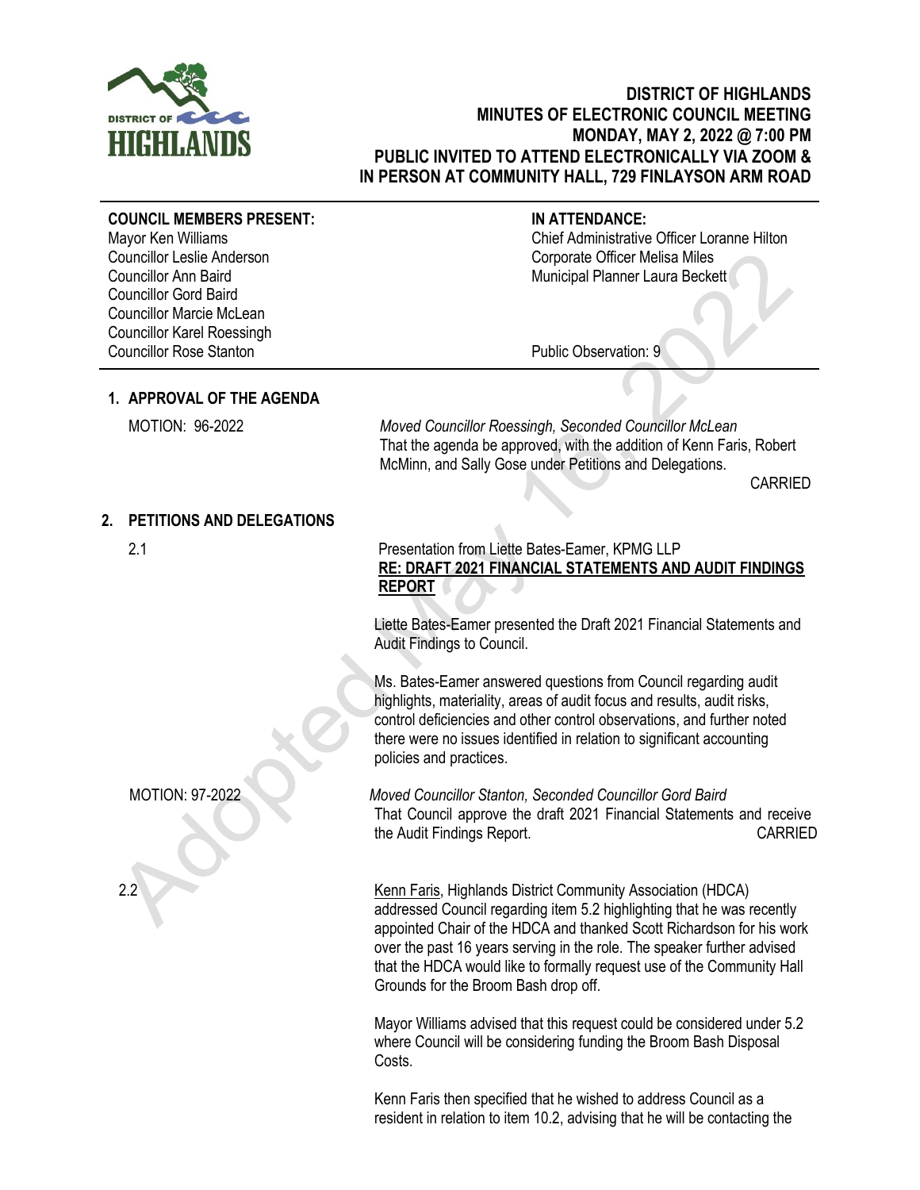# DISTRICT OF HIGHLANDS
## MINUTES OF ELECTRONIC COUNCIL MEETING
## MONDAY, MAY 2, 2022 @ 7:00 PM
## PUBLIC INVITED TO ATTEND ELECTRONICALLY VIA ZOOM & IN PERSON AT COMMUNITY HALL, 729 FINLAYSON ARM ROAD

**COUNCIL MEMBERS PRESENT:**
Mayor Ken Williams
Councillor Leslie Anderson
Councillor Ann Baird
Councillor Gord Baird
Councillor Marcie McLean
Councillor Karel Roessingh
Councillor Rose Stanton

**IN ATTENDANCE:**
Chief Administrative Officer Loranne Hilton
Corporate Officer Melisa Miles
Municipal Planner Laura Beckett

Public Observation: 9

## 1. APPROVAL OF THE AGENDA

MOTION: 96-2022

*Moved Councillor Roessingh, Seconded Councillor McLean*
That the agenda be approved, with the addition of Kenn Faris, Robert McMinn, and Sally Gose under Petitions and Delegations.

CARRIED

## 2. PETITIONS AND DELEGATIONS

2.1

Presentation from Liette Bates-Eamer, KPMG LLP
**RE: DRAFT 2021 FINANCIAL STATEMENTS AND AUDIT FINDINGS REPORT**

Liette Bates-Eamer presented the Draft 2021 Financial Statements and Audit Findings to Council.

Ms. Bates-Eamer answered questions from Council regarding audit highlights, materiality, areas of audit focus and results, audit risks, control deficiencies and other control observations, and further noted there were no issues identified in relation to significant accounting policies and practices.

MOTION: 97-2022

*Moved Councillor Stanton, Seconded Councillor Gord Baird*
That Council approve the draft 2021 Financial Statements and receive the Audit Findings Report.

CARRIED

2.2

Kenn Faris, Highlands District Community Association (HDCA) addressed Council regarding item 5.2 highlighting that he was recently appointed Chair of the HDCA and thanked Scott Richardson for his work over the past 16 years serving in the role. The speaker further advised that the HDCA would like to formally request use of the Community Hall Grounds for the Broom Bash drop off.

Mayor Williams advised that this request could be considered under 5.2 where Council will be considering funding the Broom Bash Disposal Costs.

Kenn Faris then specified that he wished to address Council as a resident in relation to item 10.2, advising that he will be contacting the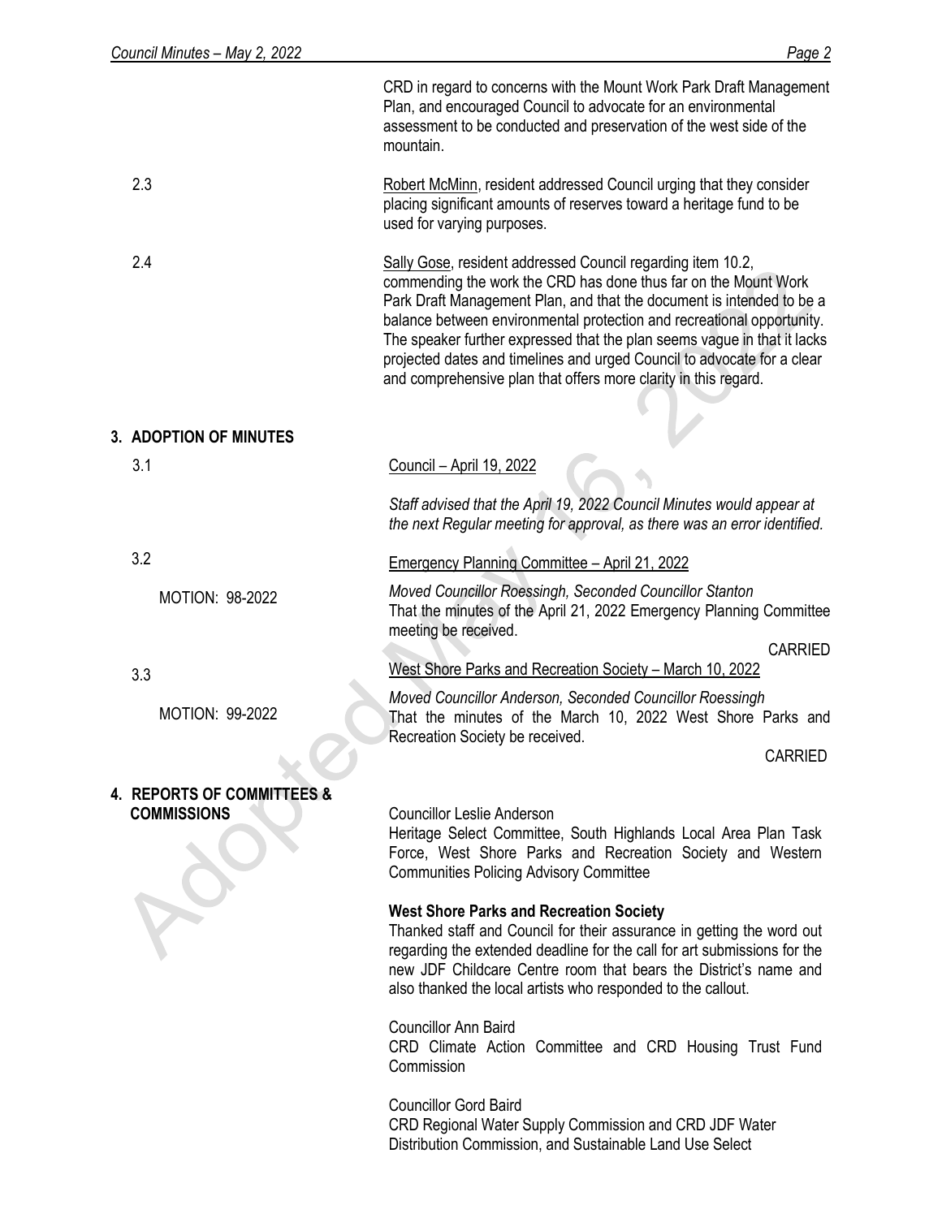CRD in regard to concerns with the Mount Work Park Draft Management Plan, and encouraged Council to advocate for an environmental assessment to be conducted and preservation of the west side of the mountain.

2.3 Robert McMinn, resident addressed Council urging that they consider placing significant amounts of reserves toward a heritage fund to be used for varying purposes.

2.4 Sally Gose, resident addressed Council regarding item 10.2, commending the work the CRD has done thus far on the Mount Work Park Draft Management Plan, and that the document is intended to be a balance between environmental protection and recreational opportunity. The speaker further expressed that the plan seems vague in that it lacks projected dates and timelines and urged Council to advocate for a clear and comprehensive plan that offers more clarity in this regard.

## 3. ADOPTION OF MINUTES

3.1 Council – April 19, 2022

*Staff advised that the April 19, 2022 Council Minutes would appear at the next Regular meeting for approval, as there was an error identified.*

3.2 Emergency Planning Committee – April 21, 2022

MOTION: 98-2022

*Moved Councillor Roessingh, Seconded Councillor Stanton*
That the minutes of the April 21, 2022 Emergency Planning Committee meeting be received.

CARRIED

3.3 West Shore Parks and Recreation Society – March 10, 2022

MOTION: 99-2022

*Moved Councillor Anderson, Seconded Councillor Roessingh*
That the minutes of the March 10, 2022 West Shore Parks and Recreation Society be received.

CARRIED

## 4. REPORTS OF COMMITTEES & COMMISSIONS

Councillor Leslie Anderson
Heritage Select Committee, South Highlands Local Area Plan Task Force, West Shore Parks and Recreation Society and Western Communities Policing Advisory Committee

**West Shore Parks and Recreation Society**
Thanked staff and Council for their assurance in getting the word out regarding the extended deadline for the call for art submissions for the new JDF Childcare Centre room that bears the District's name and also thanked the local artists who responded to the callout.

Councillor Ann Baird
CRD Climate Action Committee and CRD Housing Trust Fund Commission

Councillor Gord Baird
CRD Regional Water Supply Commission and CRD JDF Water Distribution Commission, and Sustainable Land Use Select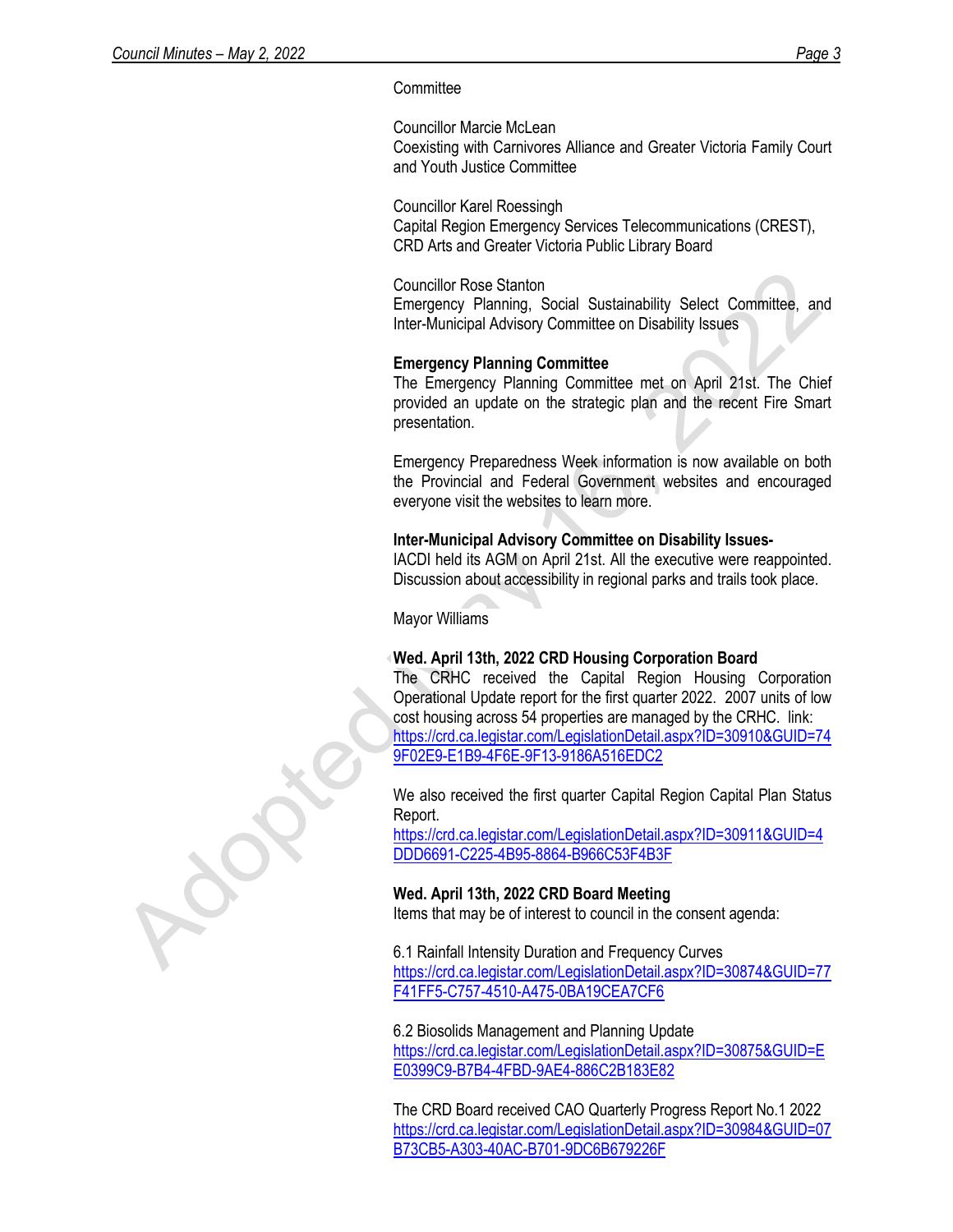Committee

Councillor Marcie McLean
Coexisting with Carnivores Alliance and Greater Victoria Family Court and Youth Justice Committee

Councillor Karel Roessingh
Capital Region Emergency Services Telecommunications (CREST), CRD Arts and Greater Victoria Public Library Board

Councillor Rose Stanton
Emergency Planning, Social Sustainability Select Committee, and Inter-Municipal Advisory Committee on Disability Issues

**Emergency Planning Committee**
The Emergency Planning Committee met on April 21st. The Chief provided an update on the strategic plan and the recent Fire Smart presentation.

Emergency Preparedness Week information is now available on both the Provincial and Federal Government websites and encouraged everyone visit the websites to learn more.

**Inter-Municipal Advisory Committee on Disability Issues-**
IACDI held its AGM on April 21st. All the executive were reappointed. Discussion about accessibility in regional parks and trails took place.

Mayor Williams

**Wed. April 13th, 2022 CRD Housing Corporation Board**
The CRHC received the Capital Region Housing Corporation Operational Update report for the first quarter 2022. 2007 units of low cost housing across 54 properties are managed by the CRHC. link:
https://crd.ca.legistar.com/LegislationDetail.aspx?ID=30910&GUID=749F02E9-E1B9-4F6E-9F13-9186A516EDC2

We also received the first quarter Capital Region Capital Plan Status Report.
https://crd.ca.legistar.com/LegislationDetail.aspx?ID=30911&GUID=4DDD6691-C225-4B95-8864-B966C53F4B3F

**Wed. April 13th, 2022 CRD Board Meeting**
Items that may be of interest to council in the consent agenda:

6.1 Rainfall Intensity Duration and Frequency Curves
https://crd.ca.legistar.com/LegislationDetail.aspx?ID=30874&GUID=77F41FF5-C757-4510-A475-0BA19CEA7CF6

6.2 Biosolids Management and Planning Update
https://crd.ca.legistar.com/LegislationDetail.aspx?ID=30875&GUID=EE0399C9-B7B4-4FBD-9AE4-886C2B183E82

The CRD Board received CAO Quarterly Progress Report No.1 2022
https://crd.ca.legistar.com/LegislationDetail.aspx?ID=30984&GUID=07B73CB5-A303-40AC-B701-9DC6B679226F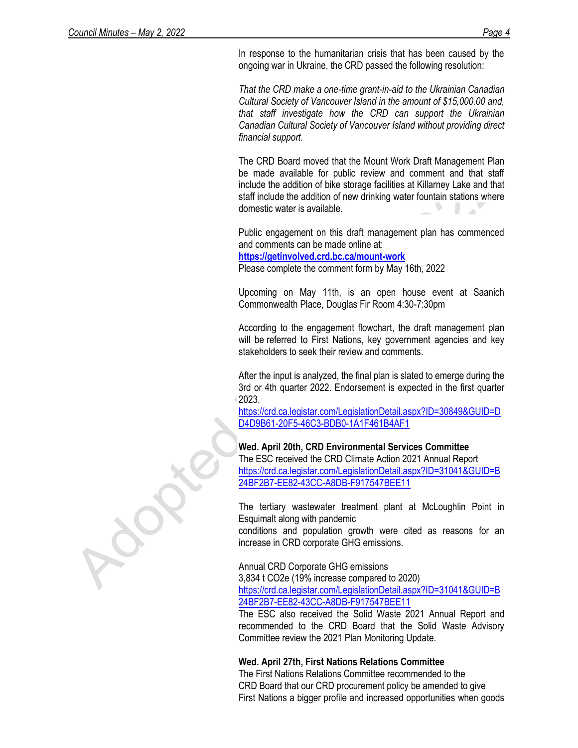In response to the humanitarian crisis that has been caused by the ongoing war in Ukraine, the CRD passed the following resolution:

*That the CRD make a one-time grant-in-aid to the Ukrainian Canadian Cultural Society of Vancouver Island in the amount of $15,000.00 and, that staff investigate how the CRD can support the Ukrainian Canadian Cultural Society of Vancouver Island without providing direct financial support.*

The CRD Board moved that the Mount Work Draft Management Plan be made available for public review and comment and that staff include the addition of bike storage facilities at Killarney Lake and that staff include the addition of new drinking water fountain stations where domestic water is available.

Public engagement on this draft management plan has commenced and comments can be made online at:
**https://getinvolved.crd.bc.ca/mount-work**
Please complete the comment form by May 16th, 2022

Upcoming on May 11th, is an open house event at Saanich Commonwealth Place, Douglas Fir Room 4:30-7:30pm

According to the engagement flowchart, the draft management plan will be referred to First Nations, key government agencies and key stakeholders to seek their review and comments.

After the input is analyzed, the final plan is slated to emerge during the 3rd or 4th quarter 2022. Endorsement is expected in the first quarter 2023.
https://crd.ca.legistar.com/LegislationDetail.aspx?ID=30849&GUID=DD4D9B61-20F5-46C3-BDB0-1A1F461B4AF1

**Wed. April 20th, CRD Environmental Services Committee**
The ESC received the CRD Climate Action 2021 Annual Report
https://crd.ca.legistar.com/LegislationDetail.aspx?ID=31041&GUID=B24BF2B7-EE82-43CC-A8DB-F917547BEE11

The tertiary wastewater treatment plant at McLoughlin Point in Esquimalt along with pandemic
conditions and population growth were cited as reasons for an increase in CRD corporate GHG emissions.

Annual CRD Corporate GHG emissions
3,834 t $CO_2e$ (19% increase compared to 2020)
https://crd.ca.legistar.com/LegislationDetail.aspx?ID=31041&GUID=B24BF2B7-EE82-43CC-A8DB-F917547BEE11
The ESC also received the Solid Waste 2021 Annual Report and recommended to the CRD Board that the Solid Waste Advisory Committee review the 2021 Plan Monitoring Update.

**Wed. April 27th, First Nations Relations Committee**
The First Nations Relations Committee recommended to the CRD Board that our CRD procurement policy be amended to give First Nations a bigger profile and increased opportunities when goods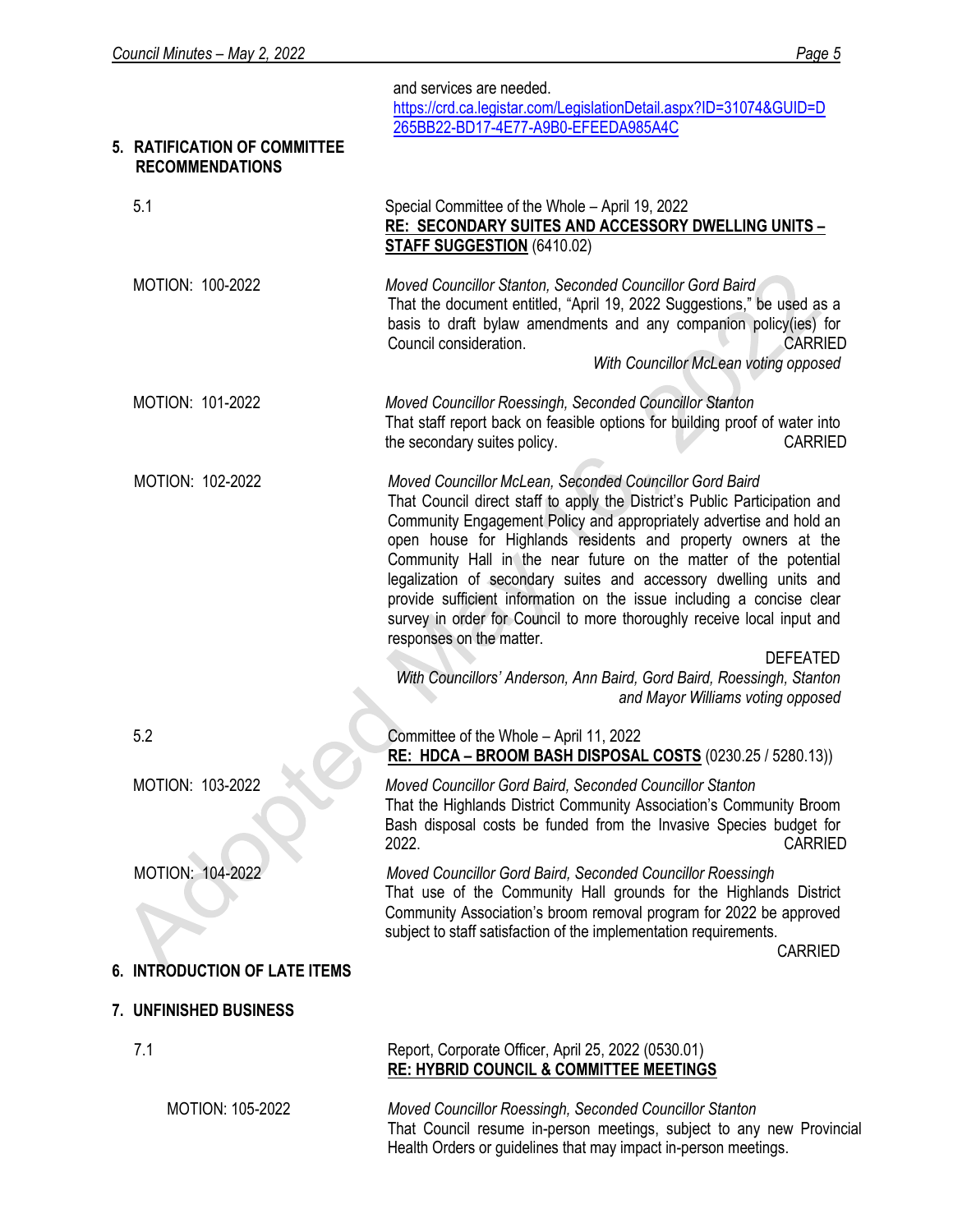and services are needed.
https://crd.ca.legistar.com/LegislationDetail.aspx?ID=31074&GUID=D265BB22-BD17-4E77-A9B0-EFEEDA985A4C

## 5. RATIFICATION OF COMMITTEE RECOMMENDATIONS

5.1 Special Committee of the Whole – April 19, 2022
**RE: SECONDARY SUITES AND ACCESSORY DWELLING UNITS – STAFF SUGGESTION** (6410.02)

MOTION: 100-2022

*Moved Councillor Stanton, Seconded Councillor Gord Baird*
That the document entitled, "April 19, 2022 Suggestions," be used as a basis to draft bylaw amendments and any companion policy(ies) for Council consideration. CARRIED
*With Councillor McLean voting opposed*

MOTION: 101-2022

*Moved Councillor Roessingh, Seconded Councillor Stanton*
That staff report back on feasible options for building proof of water into the secondary suites policy. CARRIED

MOTION: 102-2022

*Moved Councillor McLean, Seconded Councillor Gord Baird*
That Council direct staff to apply the District's Public Participation and Community Engagement Policy and appropriately advertise and hold an open house for Highlands residents and property owners at the Community Hall in the near future on the matter of the potential legalization of secondary suites and accessory dwelling units and provide sufficient information on the issue including a concise clear survey in order for Council to more thoroughly receive local input and responses on the matter.
DEFEATED
*With Councillors' Anderson, Ann Baird, Gord Baird, Roessingh, Stanton and Mayor Williams voting opposed*

5.2 Committee of the Whole – April 11, 2022
**RE: HDCA – BROOM BASH DISPOSAL COSTS** (0230.25 / 5280.13))

MOTION: 103-2022

*Moved Councillor Gord Baird, Seconded Councillor Stanton*
That the Highlands District Community Association's Community Broom Bash disposal costs be funded from the Invasive Species budget for 2022. CARRIED

MOTION: 104-2022

*Moved Councillor Gord Baird, Seconded Councillor Roessingh*
That use of the Community Hall grounds for the Highlands District Community Association's broom removal program for 2022 be approved subject to staff satisfaction of the implementation requirements.
CARRIED

## 6. INTRODUCTION OF LATE ITEMS

## 7. UNFINISHED BUSINESS

7.1 Report, Corporate Officer, April 25, 2022 (0530.01)
**RE: HYBRID COUNCIL & COMMITTEE MEETINGS**

MOTION: 105-2022

*Moved Councillor Roessingh, Seconded Councillor Stanton*
That Council resume in-person meetings, subject to any new Provincial Health Orders or guidelines that may impact in-person meetings.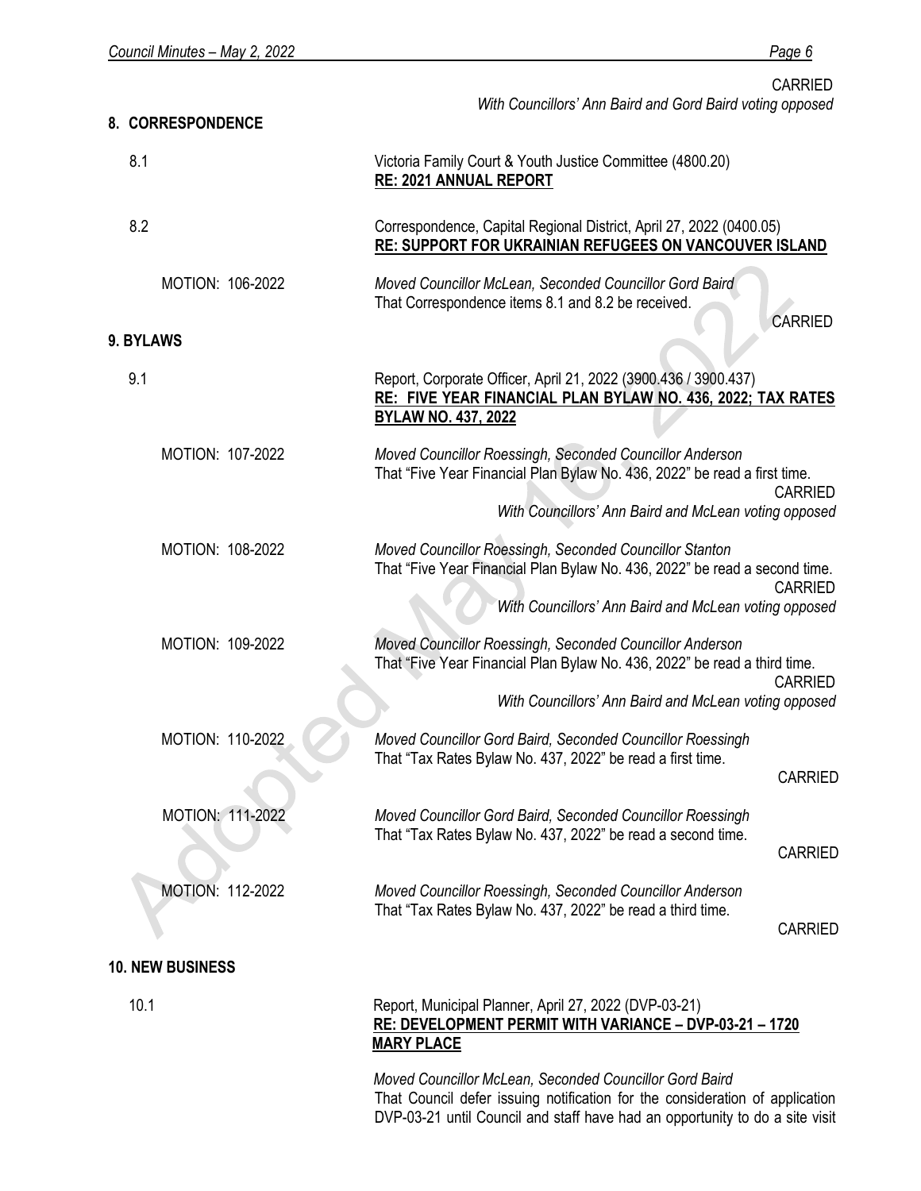CARRIED
*With Councillors' Ann Baird and Gord Baird voting opposed*

## 8. CORRESPONDENCE

8.1 Victoria Family Court & Youth Justice Committee (4800.20)
**RE: 2021 ANNUAL REPORT**

8.2 Correspondence, Capital Regional District, April 27, 2022 (0400.05)
**RE: SUPPORT FOR UKRAINIAN REFUGEES ON VANCOUVER ISLAND**

MOTION: 106-2022
*Moved Councillor McLean, Seconded Councillor Gord Baird*
That Correspondence items 8.1 and 8.2 be received.
CARRIED

## 9. BYLAWS

9.1 Report, Corporate Officer, April 21, 2022 (3900.436 / 3900.437)
**RE: FIVE YEAR FINANCIAL PLAN BYLAW NO. 436, 2022; TAX RATES BYLAW NO. 437, 2022**

MOTION: 107-2022
*Moved Councillor Roessingh, Seconded Councillor Anderson*
That "Five Year Financial Plan Bylaw No. 436, 2022" be read a first time.
CARRIED
*With Councillors' Ann Baird and McLean voting opposed*

MOTION: 108-2022
*Moved Councillor Roessingh, Seconded Councillor Stanton*
That "Five Year Financial Plan Bylaw No. 436, 2022" be read a second time.
CARRIED
*With Councillors' Ann Baird and McLean voting opposed*

MOTION: 109-2022
*Moved Councillor Roessingh, Seconded Councillor Anderson*
That "Five Year Financial Plan Bylaw No. 436, 2022" be read a third time.
CARRIED
*With Councillors' Ann Baird and McLean voting opposed*

MOTION: 110-2022
*Moved Councillor Gord Baird, Seconded Councillor Roessingh*
That "Tax Rates Bylaw No. 437, 2022" be read a first time.
CARRIED

MOTION: 111-2022
*Moved Councillor Gord Baird, Seconded Councillor Roessingh*
That "Tax Rates Bylaw No. 437, 2022" be read a second time.
CARRIED

MOTION: 112-2022
*Moved Councillor Roessingh, Seconded Councillor Anderson*
That "Tax Rates Bylaw No. 437, 2022" be read a third time.
CARRIED

## 10. NEW BUSINESS

10.1 Report, Municipal Planner, April 27, 2022 (DVP-03-21)
**RE: DEVELOPMENT PERMIT WITH VARIANCE – DVP-03-21 – 1720 MARY PLACE**

*Moved Councillor McLean, Seconded Councillor Gord Baird*
That Council defer issuing notification for the consideration of application DVP-03-21 until Council and staff have had an opportunity to do a site visit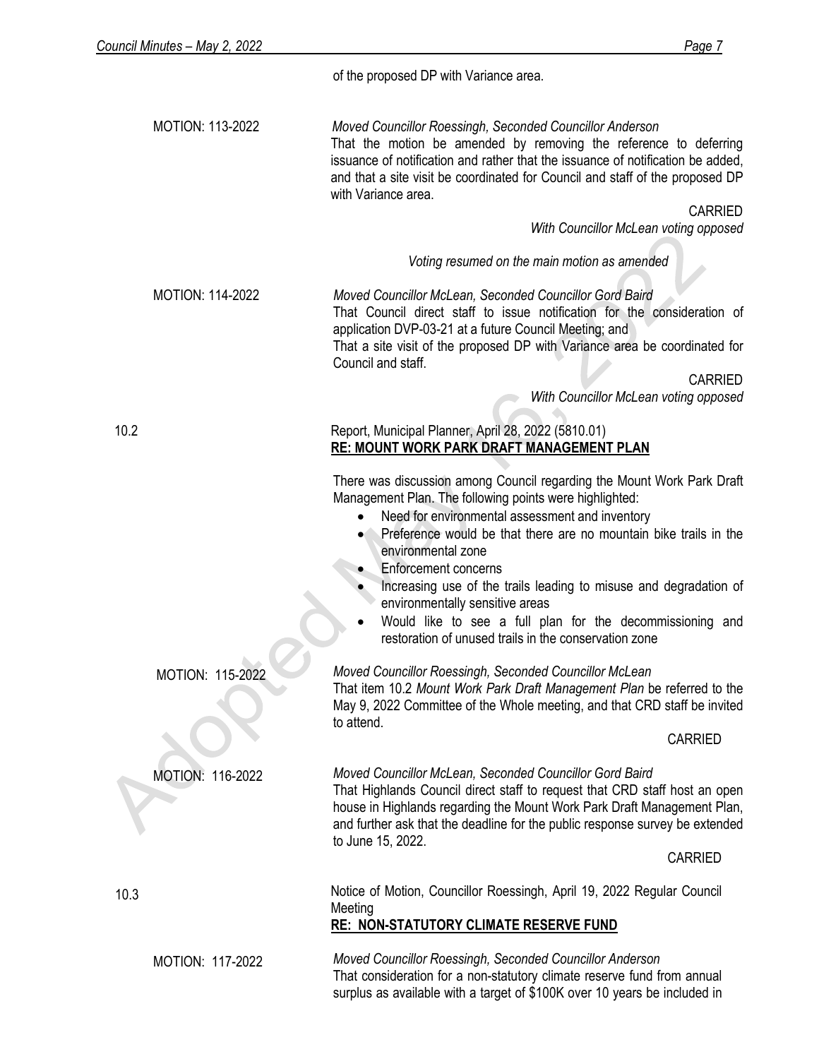of the proposed DP with Variance area.

MOTION: 113-2022

*Moved Councillor Roessingh, Seconded Councillor Anderson*
That the motion be amended by removing the reference to deferring issuance of notification and rather that the issuance of notification be added, and that a site visit be coordinated for Council and staff of the proposed DP with Variance area.

CARRIED
*With Councillor McLean voting opposed*

*Voting resumed on the main motion as amended*

MOTION: 114-2022

*Moved Councillor McLean, Seconded Councillor Gord Baird*
That Council direct staff to issue notification for the consideration of application DVP-03-21 at a future Council Meeting; and
That a site visit of the proposed DP with Variance area be coordinated for Council and staff.

CARRIED
*With Councillor McLean voting opposed*

10.2 Report, Municipal Planner, April 28, 2022 (5810.01)
**RE: MOUNT WORK PARK DRAFT MANAGEMENT PLAN**

There was discussion among Council regarding the Mount Work Park Draft Management Plan. The following points were highlighted:

- Need for environmental assessment and inventory
- Preference would be that there are no mountain bike trails in the environmental zone
- Enforcement concerns
- Increasing use of the trails leading to misuse and degradation of environmentally sensitive areas
- Would like to see a full plan for the decommissioning and restoration of unused trails in the conservation zone

MOTION: 115-2022

*Moved Councillor Roessingh, Seconded Councillor McLean*
That item 10.2 *Mount Work Park Draft Management Plan* be referred to the May 9, 2022 Committee of the Whole meeting, and that CRD staff be invited to attend.

CARRIED

MOTION: 116-2022

*Moved Councillor McLean, Seconded Councillor Gord Baird*
That Highlands Council direct staff to request that CRD staff host an open house in Highlands regarding the Mount Work Park Draft Management Plan, and further ask that the deadline for the public response survey be extended to June 15, 2022.

CARRIED

10.3 Notice of Motion, Councillor Roessingh, April 19, 2022 Regular Council Meeting
**RE: NON-STATUTORY CLIMATE RESERVE FUND**

MOTION: 117-2022

*Moved Councillor Roessingh, Seconded Councillor Anderson*
That consideration for a non-statutory climate reserve fund from annual surplus as available with a target of $100K over 10 years be included in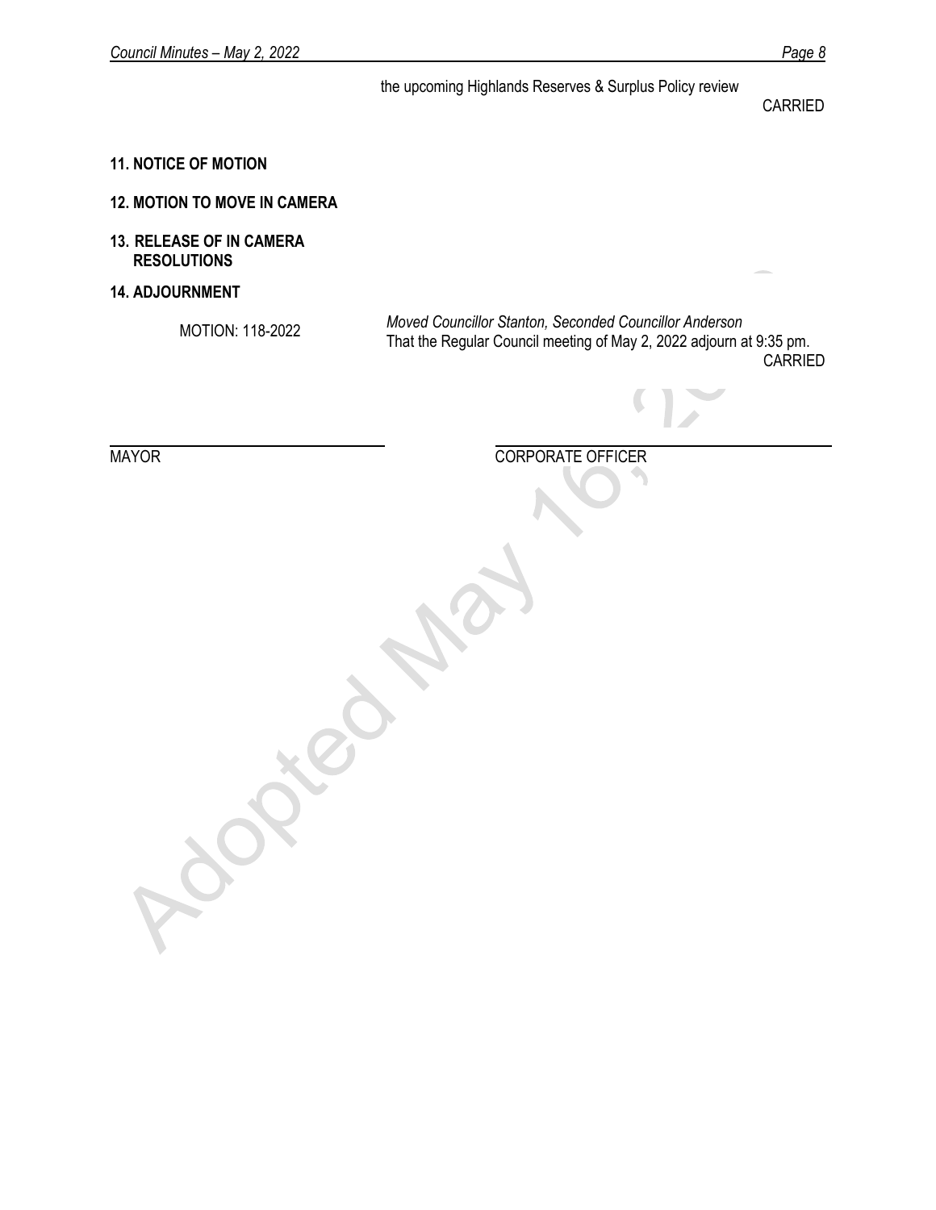the upcoming Highlands Reserves & Surplus Policy review

CARRIED

**11. NOTICE OF MOTION**

**12. MOTION TO MOVE IN CAMERA**

**13. RELEASE OF IN CAMERA RESOLUTIONS**

**14. ADJOURNMENT**

MOTION: 118-2022

*Moved Councillor Stanton, Seconded Councillor Anderson*
That the Regular Council meeting of May 2, 2022 adjourn at 9:35 pm.

CARRIED

MAYOR

CORPORATE OFFICER

Adopted May 16, 2022